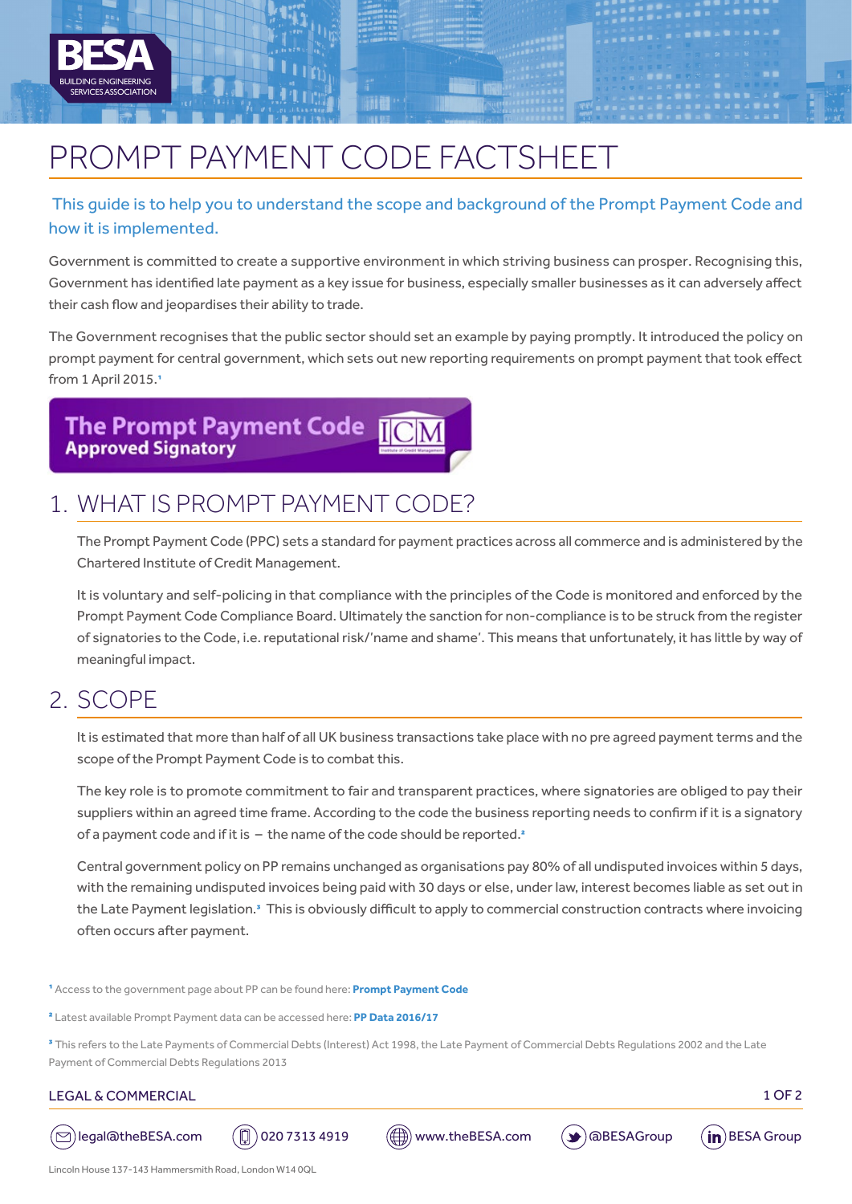# PROMPT PAYMENT CODE FACTSHEET

This guide is to help you to understand the scope and background of the Prompt Payment Code and how it is implemented.

Government is committed to create a supportive environment in which striving business can prosper. Recognising this, Government has identified late payment as a key issue for business, especially smaller businesses as it can adversely affect their cash flow and jeopardises their ability to trade.

The Government recognises that the public sector should set an example by paying promptly. It introduced the policy on prompt payment for central government, which sets out new reporting requirements on prompt payment that took effect from 1 April 2015.[1]

**The Prompt Payment Code Approved Signatory** ICM

## 1. WHAT IS PROMPT PAYMENT CODE?

The Prompt Payment Code (PPC) sets a standard for payment practices across all commerce and is administered by the Chartered Institute of Credit Management.

It is voluntary and self-policing in that compliance with the principles of the Code is monitored and enforced by the Prompt Payment Code Compliance Board. Ultimately the sanction for non-compliance is to be struck from the register of signatories to the Code, i.e. reputational risk/'name and shame'. This means that unfortunately, it has little by way of meaningful impact.

## 2. SCOPE

It is estimated that more than half of all UK business transactions take place with no pre agreed payment terms and the scope of the Prompt Payment Code is to combat this.

The key role is to promote commitment to fair and transparent practices, where signatories are obliged to pay their suppliers within an agreed time frame. According to the code the business reporting needs to confirm if it is a signatory of a payment code and if it is – the name of the code should be reported.[2]

Central government policy on PP remains unchanged as organisations pay 80% of all undisputed invoices within 5 days, with the remaining undisputed invoices being paid with 30 days or else, under law, interest becomes liable as set out in the Late Payment legislation.[3] This is obviously difficult to apply to commercial construction contracts where invoicing often occurs after payment.

[1] Access to the government page about PP can be found here: **Prompt Payment Code**

[2] Latest available Prompt Payment data can be accessed here: **PP Data 2016/17**

[3] This refers to the Late Payments of Commercial Debts (Interest) Act 1998, the Late Payment of Commercial Debts Regulations 2002 and the Late Payment of Commercial Debts Regulations 2013

LEGAL & COMMERCIAL

legal@theBESA.com | 020 7313 4919 | www.theBESA.com | @BESAGroup | BESA Group

Lincoln House 137-143 Hammersmith Road, London W14 0QL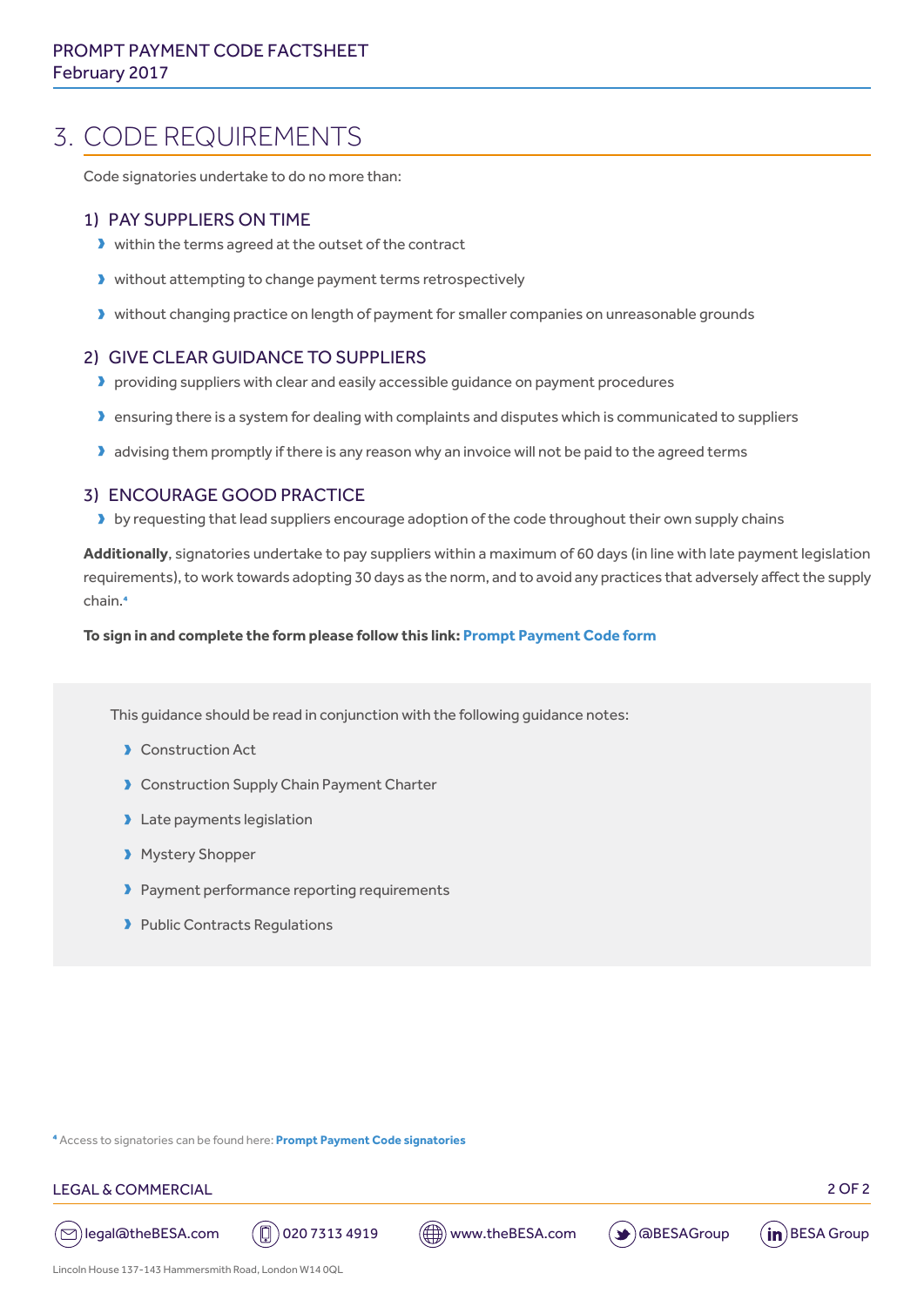## 3. CODE REQUIREMENTS

Code signatories undertake to do no more than:

### 1) PAY SUPPLIERS ON TIME

- within the terms agreed at the outset of the contract
- without attempting to change payment terms retrospectively
- without changing practice on length of payment for smaller companies on unreasonable grounds

### 2) GIVE CLEAR GUIDANCE TO SUPPLIERS

- providing suppliers with clear and easily accessible guidance on payment procedures
- ensuring there is a system for dealing with complaints and disputes which is communicated to suppliers
- advising them promptly if there is any reason why an invoice will not be paid to the agreed terms

### 3) ENCOURAGE GOOD PRACTICE

- by requesting that lead suppliers encourage adoption of the code throughout their own supply chains

**Additionally**, signatories undertake to pay suppliers within a maximum of 60 days (in line with late payment legislation requirements), to work towards adopting 30 days as the norm, and to avoid any practices that adversely affect the supply chain.[4]

**To sign in and complete the form please follow this link: Prompt Payment Code form**

This guidance should be read in conjunction with the following guidance notes:

- Construction Act
- Construction Supply Chain Payment Charter
- Late payments legislation
- Mystery Shopper
- Payment performance reporting requirements
- Public Contracts Regulations

[4] Access to signatories can be found here: **Prompt Payment Code signatories**

LEGAL & COMMERCIAL

legal@theBESA.com | 020 7313 4919 | www.theBESA.com | @BESAGroup | BESA Group

Lincoln House 137-143 Hammersmith Road, London W14 0QL